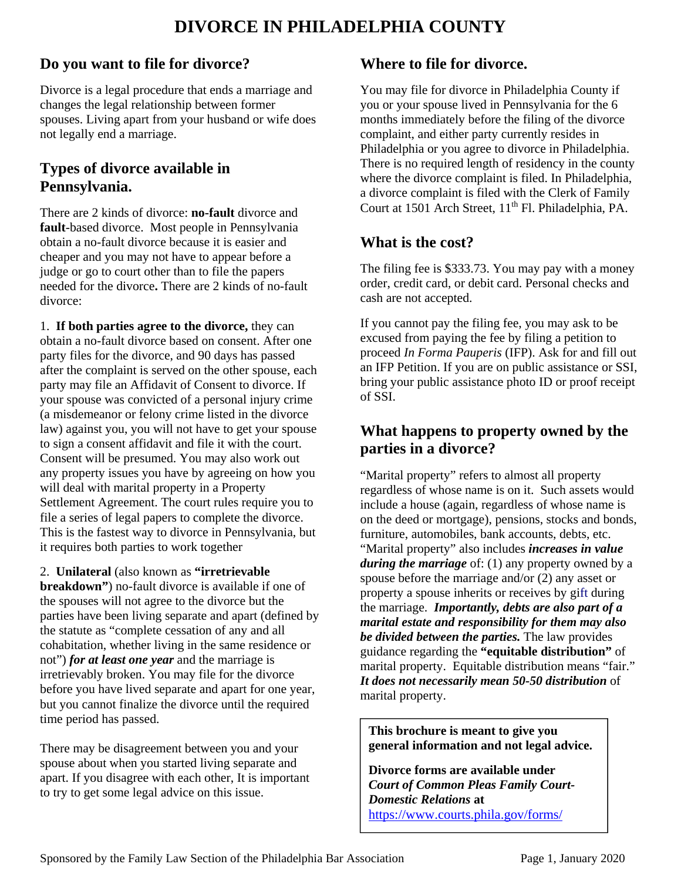# DIVORCE IN PHILADELPHIA COUNTY

## Do you want to file for divorce?

Divorce is a legal procedure that ends a marriage and changes the legal relationship between former spouses. Living apart from your husband or wife does not legally end a marriage.

## Types of divorce available in Pennsylvania.

There are 2 kinds of divorce: **no-fault** divorce and **fault**-based divorce. Most people in Pennsylvania obtain a no-fault divorce because it is easier and cheaper and you may not have to appear before a judge or go to court other than to file the papers needed for the divorce**.** There are 2 kinds of no-fault divorce:

1. **If both parties agree to the divorce,** they can obtain a no-fault divorce based on consent. After one party files for the divorce, and 90 days has passed after the complaint is served on the other spouse, each party may file an Affidavit of Consent to divorce. If your spouse was convicted of a personal injury crime (a misdemeanor or felony crime listed in the divorce law) against you, you will not have to get your spouse to sign a consent affidavit and file it with the court. Consent will be presumed. You may also work out any property issues you have by agreeing on how you will deal with marital property in a Property Settlement Agreement. The court rules require you to file a series of legal papers to complete the divorce. This is the fastest way to divorce in Pennsylvania, but it requires both parties to work together

2. **Unilateral** (also known as **"irretrievable breakdown"**) no-fault divorce is available if one of the spouses will not agree to the divorce but the parties have been living separate and apart (defined by the statute as "complete cessation of any and all cohabitation, whether living in the same residence or not") ***for at least one year*** and the marriage is irretrievably broken. You may file for the divorce before you have lived separate and apart for one year, but you cannot finalize the divorce until the required time period has passed.

There may be disagreement between you and your spouse about when you started living separate and apart. If you disagree with each other, It is important to try to get some legal advice on this issue.

## Where to file for divorce.

You may file for divorce in Philadelphia County if you or your spouse lived in Pennsylvania for the 6 months immediately before the filing of the divorce complaint, and either party currently resides in Philadelphia or you agree to divorce in Philadelphia. There is no required length of residency in the county where the divorce complaint is filed. In Philadelphia, a divorce complaint is filed with the Clerk of Family Court at 1501 Arch Street, 11th Fl. Philadelphia, PA.

## What is the cost?

The filing fee is $333.73. You may pay with a money order, credit card, or debit card. Personal checks and cash are not accepted.

If you cannot pay the filing fee, you may ask to be excused from paying the fee by filing a petition to proceed *In Forma Pauperis* (IFP). Ask for and fill out an IFP Petition. If you are on public assistance or SSI, bring your public assistance photo ID or proof receipt of SSI.

## What happens to property owned by the parties in a divorce?

"Marital property" refers to almost all property regardless of whose name is on it. Such assets would include a house (again, regardless of whose name is on the deed or mortgage), pensions, stocks and bonds, furniture, automobiles, bank accounts, debts, etc. "Marital property" also includes ***increases in value during the marriage*** of: (1) any property owned by a spouse before the marriage and/or (2) any asset or property a spouse inherits or receives by gift during the marriage. ***Importantly, debts are also part of a marital estate and responsibility for them may also be divided between the parties.*** The law provides guidance regarding the **"equitable distribution"** of marital property. Equitable distribution means "fair." ***It does not necessarily mean 50-50 distribution*** of marital property.

**This brochure is meant to give you general information and not legal advice.**

**Divorce forms are available under *Court of Common Pleas Family Court-Domestic Relations* at** https://www.courts.phila.gov/forms/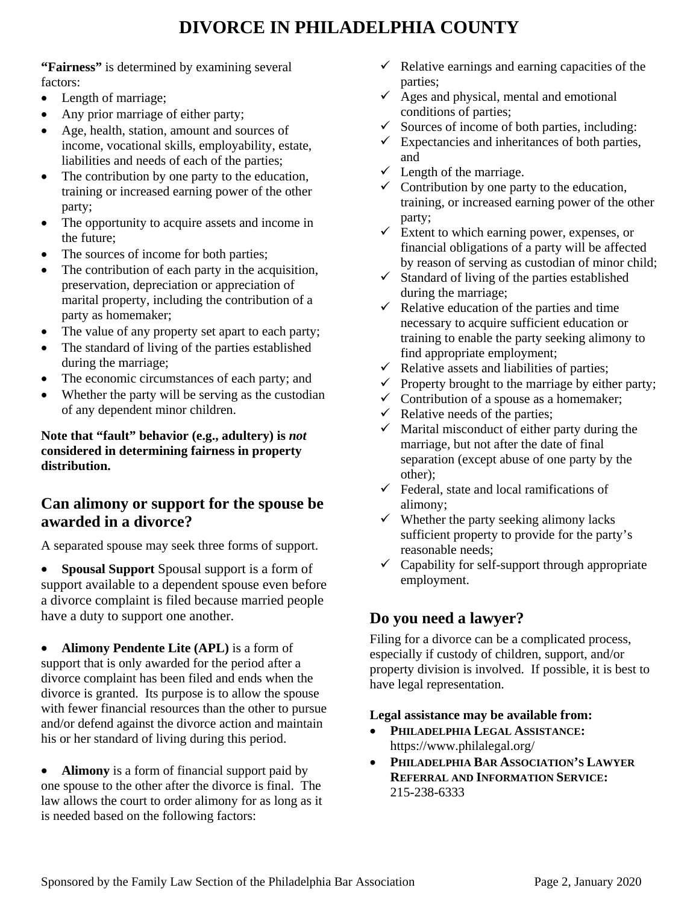# DIVORCE IN PHILADELPHIA COUNTY

**"Fairness"** is determined by examining several factors:

- Length of marriage;
- Any prior marriage of either party;
- Age, health, station, amount and sources of income, vocational skills, employability, estate, liabilities and needs of each of the parties;
- The contribution by one party to the education, training or increased earning power of the other party;
- The opportunity to acquire assets and income in the future;
- The sources of income for both parties;
- The contribution of each party in the acquisition, preservation, depreciation or appreciation of marital property, including the contribution of a party as homemaker;
- The value of any property set apart to each party;
- The standard of living of the parties established during the marriage;
- The economic circumstances of each party; and
- Whether the party will be serving as the custodian of any dependent minor children.

**Note that "fault" behavior (e.g., adultery) is *not* considered in determining fairness in property distribution.**

## Can alimony or support for the spouse be awarded in a divorce?

A separated spouse may seek three forms of support.

- **Spousal Support** Spousal support is a form of support available to a dependent spouse even before a divorce complaint is filed because married people have a duty to support one another.

- **Alimony Pendente Lite (APL)** is a form of support that is only awarded for the period after a divorce complaint has been filed and ends when the divorce is granted. Its purpose is to allow the spouse with fewer financial resources than the other to pursue and/or defend against the divorce action and maintain his or her standard of living during this period.

- **Alimony** is a form of financial support paid by one spouse to the other after the divorce is final. The law allows the court to order alimony for as long as it is needed based on the following factors:

  - ✓ Relative earnings and earning capacities of the parties;
  - ✓ Ages and physical, mental and emotional conditions of parties;
  - ✓ Sources of income of both parties, including:
  - ✓ Expectancies and inheritances of both parties, and
  - ✓ Length of the marriage.
  - ✓ Contribution by one party to the education, training, or increased earning power of the other party;
  - ✓ Extent to which earning power, expenses, or financial obligations of a party will be affected by reason of serving as custodian of minor child;
  - ✓ Standard of living of the parties established during the marriage;
  - ✓ Relative education of the parties and time necessary to acquire sufficient education or training to enable the party seeking alimony to find appropriate employment;
  - ✓ Relative assets and liabilities of parties;
  - ✓ Property brought to the marriage by either party;
  - ✓ Contribution of a spouse as a homemaker;
  - ✓ Relative needs of the parties;
  - ✓ Marital misconduct of either party during the marriage, but not after the date of final separation (except abuse of one party by the other);
  - ✓ Federal, state and local ramifications of alimony;
  - ✓ Whether the party seeking alimony lacks sufficient property to provide for the party's reasonable needs;
  - ✓ Capability for self-support through appropriate employment.

## Do you need a lawyer?

Filing for a divorce can be a complicated process, especially if custody of children, support, and/or property division is involved. If possible, it is best to have legal representation.

**Legal assistance may be available from:**

- **PHILADELPHIA LEGAL ASSISTANCE:** https://www.philalegal.org/
- **PHILADELPHIA BAR ASSOCIATION'S LAWYER REFERRAL AND INFORMATION SERVICE:** 215-238-6333

Sponsored by the Family Law Section of the Philadelphia Bar Association